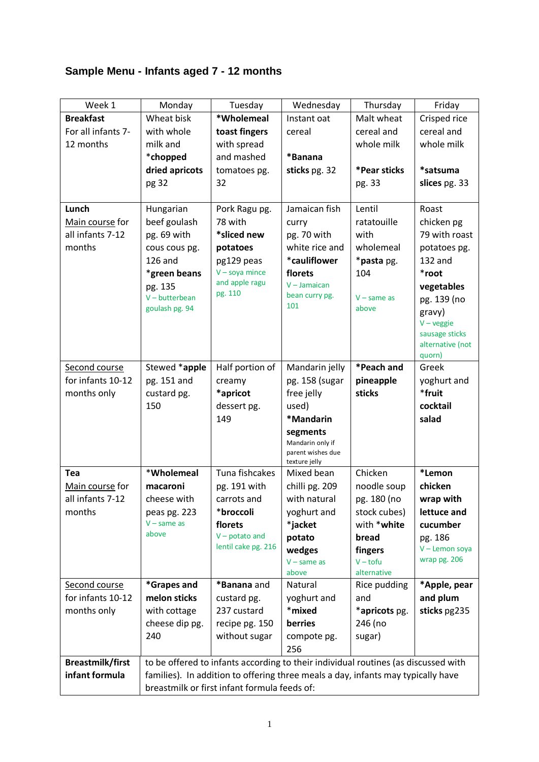## Sample Menu - Infants aged 7 - 12 months

| Week 1 | Monday | Tuesday | Wednesday | Thursday | Friday |
|---|---|---|---|---|---|
| **Breakfast** For all infants 7-12 months | Wheat bisk with whole milk and ***chopped dried apricots** pg 32 | ***Wholemeal toast fingers** with spread and mashed tomatoes pg. 32 | Instant oat cereal ***Banana sticks** pg. 32 | Malt wheat cereal and whole milk ***Pear sticks** pg. 33 | Crisped rice cereal and whole milk ***satsuma slices** pg. 33 |
| **Lunch** Main course for all infants 7-12 months | Hungarian beef goulash pg. 69 with cous cous pg. 126 and ***green beans** pg. 135 V – butterbean goulash pg. 94 | Pork Ragu pg. 78 with ***sliced new potatoes** pg129 peas V – soya mince and apple ragu pg. 110 | Jamaican fish curry pg. 70 with white rice and ***cauliflower florets** V – Jamaican bean curry pg. 101 | Lentil ratatouille with wholemeal ***pasta** pg. 104 V – same as above | Roast chicken pg 79 with roast potatoes pg. 132 and ***root vegetables** pg. 139 (no gravy) V – veggie sausage sticks alternative (not quorn) |
| Second course for infants 10-12 months only | Stewed ***apple** pg. 151 and custard pg. 150 | Half portion of creamy ***apricot** dessert pg. 149 | Mandarin jelly pg. 158 (sugar free jelly used) ***Mandarin segments** Mandarin only if parent wishes due texture jelly | ***Peach and pineapple sticks** | Greek yoghurt and ***fruit cocktail salad** |
| **Tea** Main course for all infants 7-12 months | ***Wholemeal macaroni** cheese with peas pg. 223 V – same as above | Tuna fishcakes pg. 191 with carrots and ***broccoli florets** V – potato and lentil cake pg. 216 | Mixed bean chilli pg. 209 with natural yoghurt and ***jacket potato wedges** V – same as above | Chicken noodle soup pg. 180 (no stock cubes) with ***white bread fingers** V – tofu alternative | ***Lemon chicken wrap with lettuce and cucumber** pg. 186 V – Lemon soya wrap pg. 206 |
| Second course for infants 10-12 months only | ***Grapes and melon sticks** with cottage cheese dip pg. 240 | ***Banana** and custard pg. 237 custard recipe pg. 150 without sugar | Natural yoghurt and ***mixed berries** compote pg. 256 | Rice pudding and ***apricots** pg. 246 (no sugar) | ***Apple, pear and plum sticks** pg235 |
| **Breastmilk/first infant formula** | to be offered to infants according to their individual routines (as discussed with families). In addition to offering three meals a day, infants may typically have breastmilk or first infant formula feeds of: | | | | |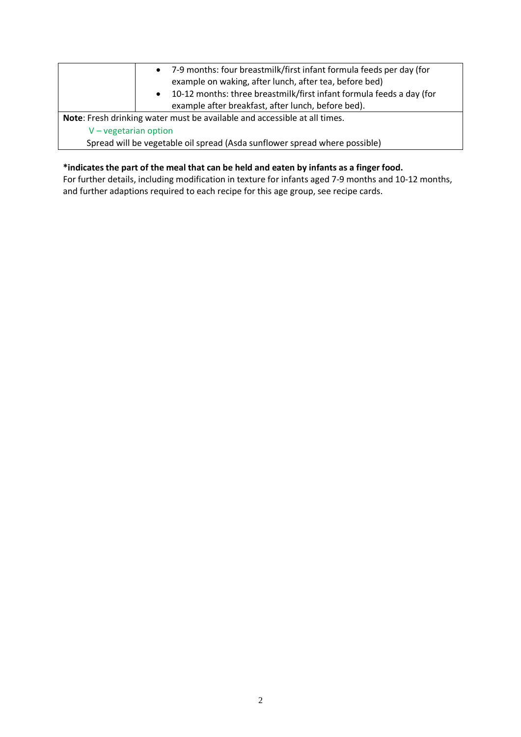| | |
|---|---|
| | • 7-9 months: four breastmilk/first infant formula feeds per day (for example on waking, after lunch, after tea, before bed)<br>• 10-12 months: three breastmilk/first infant formula feeds a day (for example after breakfast, after lunch, before bed). |
| **Note**: Fresh drinking water must be available and accessible at all times.<br>V – vegetarian option<br>Spread will be vegetable oil spread (Asda sunflower spread where possible) | |

**\*indicates the part of the meal that can be held and eaten by infants as a finger food.**

For further details, including modification in texture for infants aged 7-9 months and 10-12 months, and further adaptions required to each recipe for this age group, see recipe cards.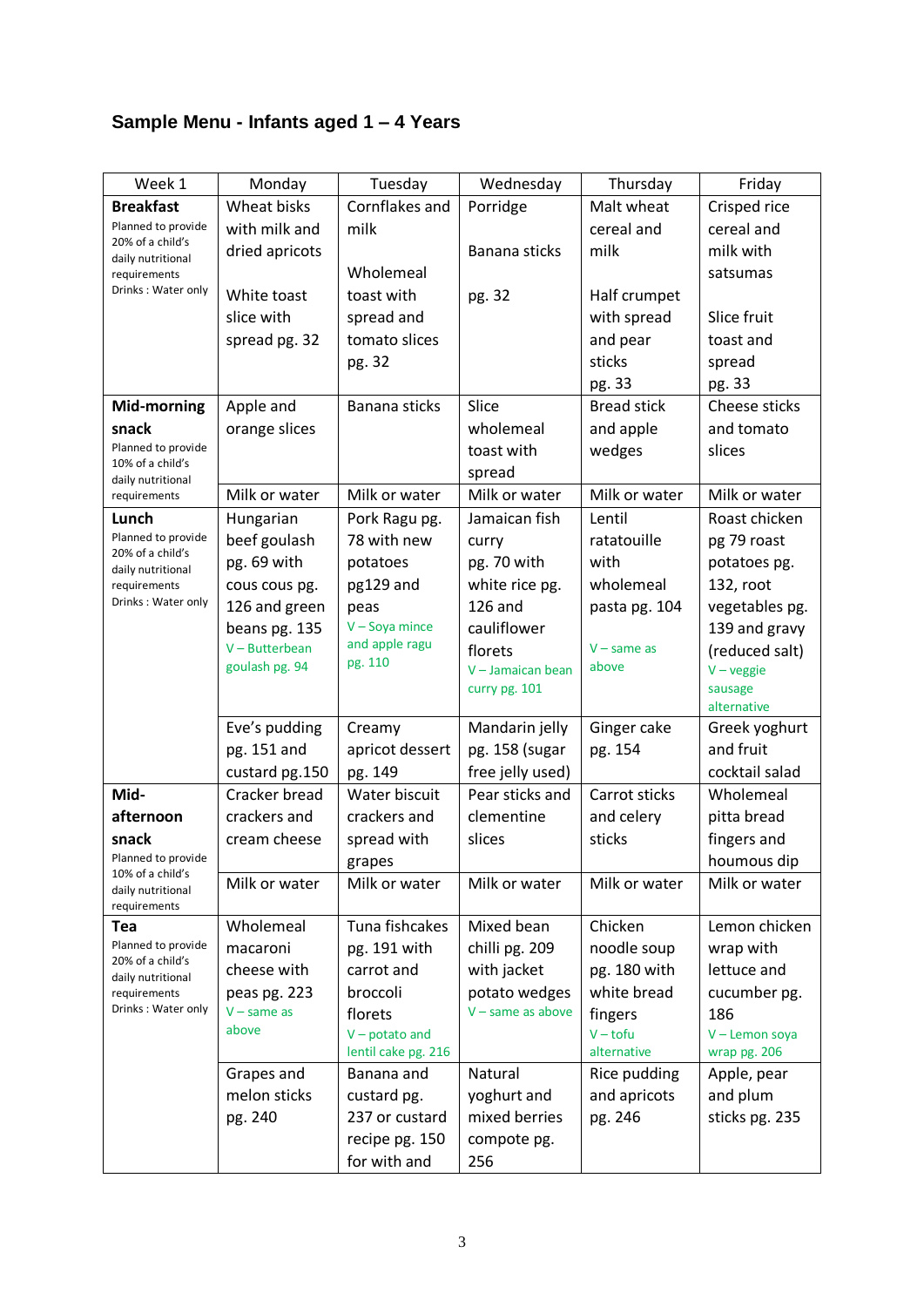## Sample Menu - Infants aged 1 – 4 Years

| Week 1 | Monday | Tuesday | Wednesday | Thursday | Friday |
|---|---|---|---|---|---|
| **Breakfast** Planned to provide 20% of a child's daily nutritional requirements Drinks : Water only | Wheat bisks with milk and dried apricots<br><br>White toast slice with spread pg. 32 | Cornflakes and milk<br><br>Wholemeal toast with spread and tomato slices pg. 32 | Porridge<br><br>Banana sticks<br><br>pg. 32 | Malt wheat cereal and milk<br><br>Half crumpet with spread and pear sticks pg. 33 | Crisped rice cereal and milk with satsumas<br><br>Slice fruit toast and spread pg. 33 |
| **Mid-morning snack** Planned to provide 10% of a child's daily nutritional requirements | Apple and orange slices | Banana sticks | Slice wholemeal toast with spread | Bread stick and apple wedges | Cheese sticks and tomato slices |
| | Milk or water | Milk or water | Milk or water | Milk or water | Milk or water |
| **Lunch** Planned to provide 20% of a child's daily nutritional requirements Drinks : Water only | Hungarian beef goulash pg. 69 with cous cous pg. 126 and green beans pg. 135<br>V – Butterbean goulash pg. 94 | Pork Ragu pg. 78 with new potatoes pg129 and peas<br>V – Soya mince and apple ragu pg. 110 | Jamaican fish curry pg. 70 with white rice pg. 126 and cauliflower florets<br>V – Jamaican bean curry pg. 101 | Lentil ratatouille with wholemeal pasta pg. 104<br><br>V – same as above | Roast chicken pg 79 roast potatoes pg. 132, root vegetables pg. 139 and gravy (reduced salt)<br>V – veggie sausage alternative |
| | Eve's pudding pg. 151 and custard pg.150 | Creamy apricot dessert pg. 149 | Mandarin jelly pg. 158 (sugar free jelly used) | Ginger cake pg. 154 | Greek yoghurt and fruit cocktail salad |
| **Mid-afternoon snack** Planned to provide 10% of a child's daily nutritional requirements | Cracker bread crackers and cream cheese | Water biscuit crackers and spread with grapes | Pear sticks and clementine slices | Carrot sticks and celery sticks | Wholemeal pitta bread fingers and houmous dip |
| | Milk or water | Milk or water | Milk or water | Milk or water | Milk or water |
| **Tea** Planned to provide 20% of a child's daily nutritional requirements Drinks : Water only | Wholemeal macaroni cheese with peas pg. 223<br>V – same as above | Tuna fishcakes pg. 191 with carrot and broccoli florets<br>V – potato and lentil cake pg. 216 | Mixed bean chilli pg. 209 with jacket potato wedges<br>V – same as above | Chicken noodle soup pg. 180 with white bread fingers<br>V – tofu alternative | Lemon chicken wrap with lettuce and cucumber pg. 186<br>V – Lemon soya wrap pg. 206 |
| | Grapes and melon sticks pg. 240 | Banana and custard pg. 237 or custard recipe pg. 150 for with and | Natural yoghurt and mixed berries compote pg. 256 | Rice pudding and apricots pg. 246 | Apple, pear and plum sticks pg. 235 |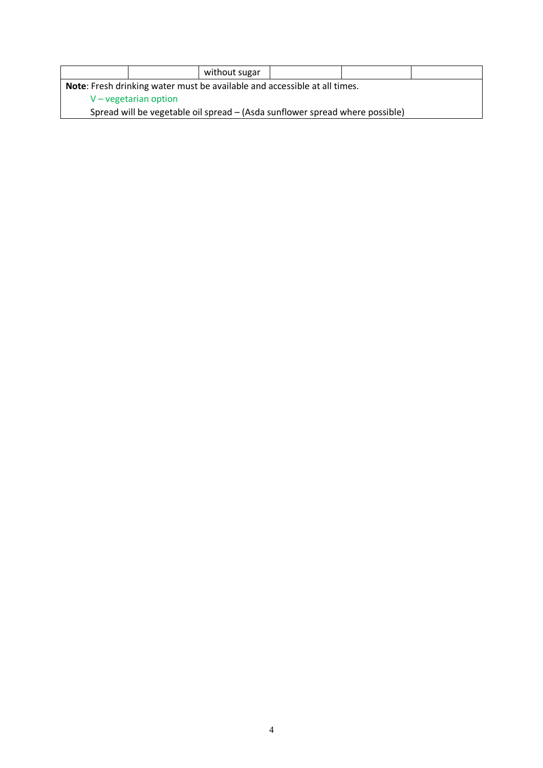| | | | | | |
|---|---|---|---|---|---|
| | | without sugar | | | |

**Note**: Fresh drinking water must be available and accessible at all times.

V – vegetarian option

Spread will be vegetable oil spread – (Asda sunflower spread where possible)